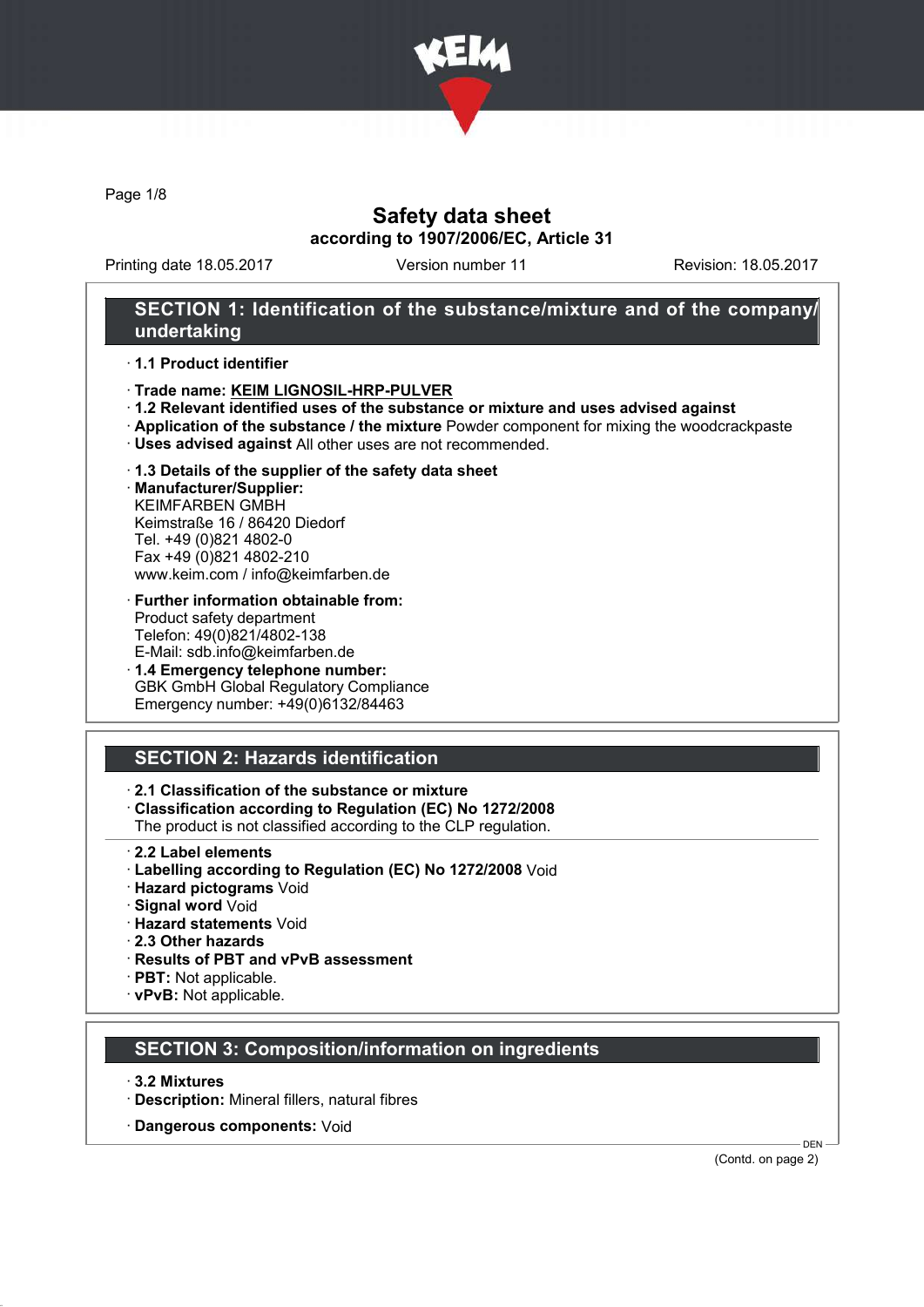# Safety data sheet

**according to 1907/2006/EC, Article 31**

Printing date 18.05.2017 | Version number 11 | Revision: 18.05.2017

## SECTION 1: Identification of the substance/mixture and of the company/undertaking

- **1.1 Product identifier**
- **Trade name: KEIM LIGNOSIL-HRP-PULVER**
- **1.2 Relevant identified uses of the substance or mixture and uses advised against**
- **Application of the substance / the mixture** Powder component for mixing the woodcrackpaste
- **Uses advised against** All other uses are not recommended.
- **1.3 Details of the supplier of the safety data sheet**
- **Manufacturer/Supplier:**
  KEIMFARBEN GMBH
  Keimstraße 16 / 86420 Diedorf
  Tel. +49 (0)821 4802-0
  Fax +49 (0)821 4802-210
  www.keim.com / info@keimfarben.de
- **Further information obtainable from:**
  Product safety department
  Telefon: 49(0)821/4802-138
  E-Mail: sdb.info@keimfarben.de
- **1.4 Emergency telephone number:**
  GBK GmbH Global Regulatory Compliance
  Emergency number: +49(0)6132/84463

## SECTION 2: Hazards identification

- **2.1 Classification of the substance or mixture**
- **Classification according to Regulation (EC) No 1272/2008**
  The product is not classified according to the CLP regulation.
- **2.2 Label elements**
- **Labelling according to Regulation (EC) No 1272/2008** Void
- **Hazard pictograms** Void
- **Signal word** Void
- **Hazard statements** Void
- **2.3 Other hazards**
- **Results of PBT and vPvB assessment**
- **PBT:** Not applicable.
- **vPvB:** Not applicable.

## SECTION 3: Composition/information on ingredients

- **3.2 Mixtures**
- **Description:** Mineral fillers, natural fibres
- **Dangerous components:** Void

(Contd. on page 2)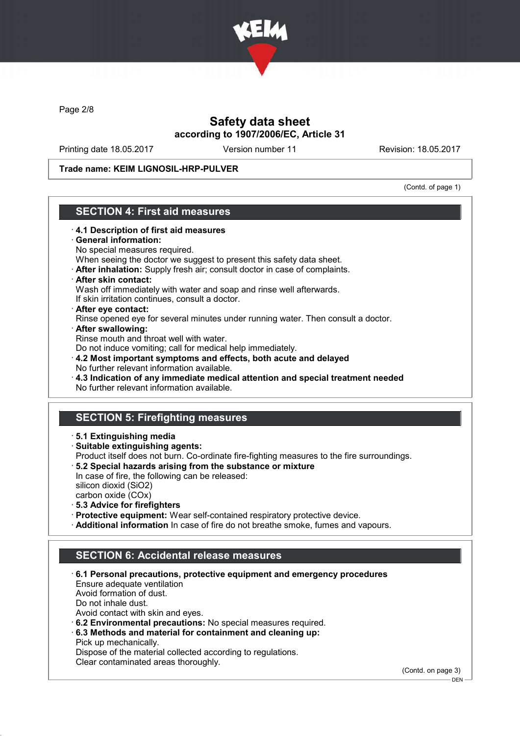# Safety data sheet
## according to 1907/2006/EC, Article 31

Printing date 18.05.2017 | Version number 11 | Revision: 18.05.2017

**Trade name: KEIM LIGNOSIL-HRP-PULVER**

(Contd. of page 1)

## SECTION 4: First aid measures

- **4.1 Description of first aid measures**
- **General information:**
  No special measures required.
  When seeing the doctor we suggest to present this safety data sheet.
- **After inhalation:** Supply fresh air; consult doctor in case of complaints.
- **After skin contact:**
  Wash off immediately with water and soap and rinse well afterwards.
  If skin irritation continues, consult a doctor.
- **After eye contact:**
  Rinse opened eye for several minutes under running water. Then consult a doctor.
- **After swallowing:**
  Rinse mouth and throat well with water.
  Do not induce vomiting; call for medical help immediately.
- **4.2 Most important symptoms and effects, both acute and delayed**
  No further relevant information available.
- **4.3 Indication of any immediate medical attention and special treatment needed**
  No further relevant information available.

## SECTION 5: Firefighting measures

- **5.1 Extinguishing media**
- **Suitable extinguishing agents:**
  Product itself does not burn. Co-ordinate fire-fighting measures to the fire surroundings.
- **5.2 Special hazards arising from the substance or mixture**
  In case of fire, the following can be released:
  silicon dioxid ($SiO_2$)
  carbon oxide ($CO_x$)
- **5.3 Advice for firefighters**
- **Protective equipment:** Wear self-contained respiratory protective device.
- **Additional information** In case of fire do not breathe smoke, fumes and vapours.

## SECTION 6: Accidental release measures

- **6.1 Personal precautions, protective equipment and emergency procedures**
  Ensure adequate ventilation
  Avoid formation of dust.
  Do not inhale dust.
  Avoid contact with skin and eyes.
- **6.2 Environmental precautions:** No special measures required.
- **6.3 Methods and material for containment and cleaning up:**
  Pick up mechanically.
  Dispose of the material collected according to regulations.
  Clear contaminated areas thoroughly.

(Contd. on page 3)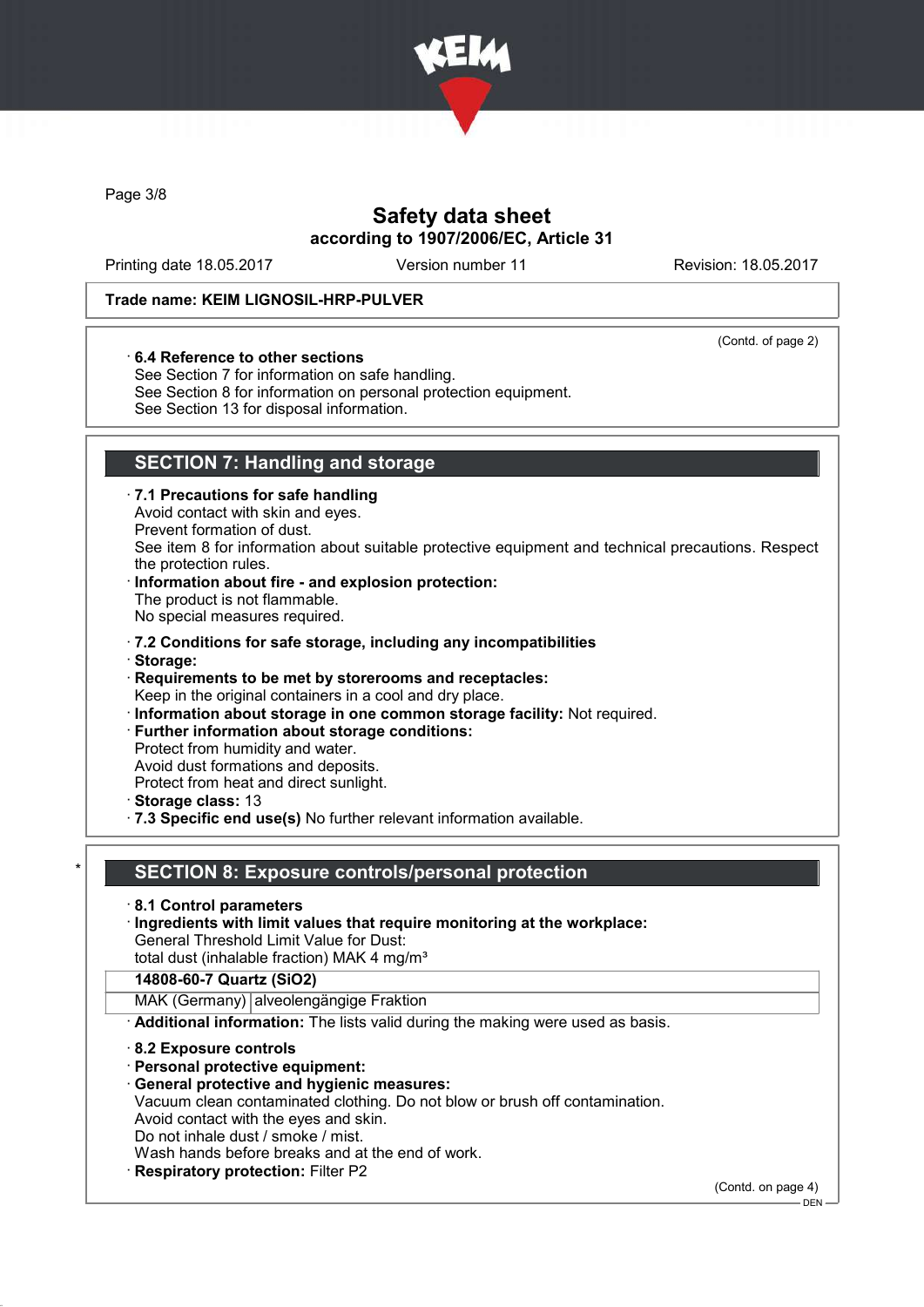Trade name: KEIM LIGNOSIL-HRP-PULVER

(Contd. of page 2)

· **6.4 Reference to other sections**
See Section 7 for information on safe handling.
See Section 8 for information on personal protection equipment.
See Section 13 for disposal information.

## SECTION 7: Handling and storage

· **7.1 Precautions for safe handling**
Avoid contact with skin and eyes.
Prevent formation of dust.
See item 8 for information about suitable protective equipment and technical precautions. Respect the protection rules.
· **Information about fire - and explosion protection:**
The product is not flammable.
No special measures required.

· **7.2 Conditions for safe storage, including any incompatibilities**
· **Storage:**
· **Requirements to be met by storerooms and receptacles:**
Keep in the original containers in a cool and dry place.
· **Information about storage in one common storage facility:** Not required.
· **Further information about storage conditions:**
Protect from humidity and water.
Avoid dust formations and deposits.
Protect from heat and direct sunlight.
· **Storage class:** 13
· **7.3 Specific end use(s)** No further relevant information available.

## * SECTION 8: Exposure controls/personal protection

· **8.1 Control parameters**
· **Ingredients with limit values that require monitoring at the workplace:**
General Threshold Limit Value for Dust:
total dust (inhalable fraction) MAK 4 mg/m³

| **14808-60-7 Quartz ($SiO_2$)** | |
|---|---|
| MAK (Germany) | alveolengängige Fraktion |

· **Additional information:** The lists valid during the making were used as basis.

· **8.2 Exposure controls**
· **Personal protective equipment:**
· **General protective and hygienic measures:**
Vacuum clean contaminated clothing. Do not blow or brush off contamination.
Avoid contact with the eyes and skin.
Do not inhale dust / smoke / mist.
Wash hands before breaks and at the end of work.
· **Respiratory protection:** Filter P2

(Contd. on page 4)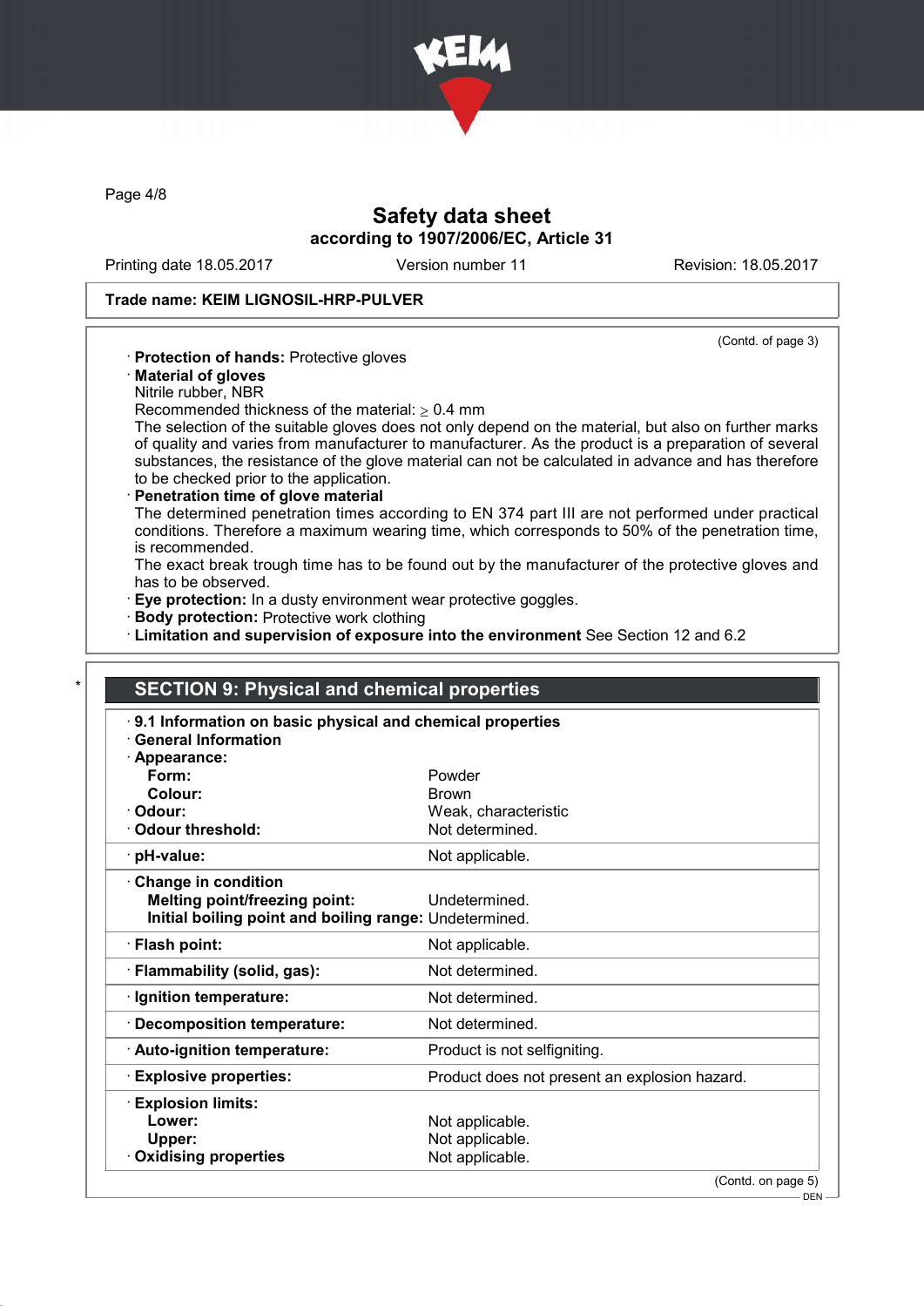**Safety data sheet**
**according to 1907/2006/EC, Article 31**

Printing date 18.05.2017 | Version number 11 | Revision: 18.05.2017

**Trade name: KEIM LIGNOSIL-HRP-PULVER**

(Contd. of page 3)

· **Protection of hands:** Protective gloves
· **Material of gloves**
Nitrile rubber, NBR
Recommended thickness of the material: ≥ 0.4 mm
The selection of the suitable gloves does not only depend on the material, but also on further marks of quality and varies from manufacturer to manufacturer. As the product is a preparation of several substances, the resistance of the glove material can not be calculated in advance and has therefore to be checked prior to the application.
· **Penetration time of glove material**
The determined penetration times according to EN 374 part III are not performed under practical conditions. Therefore a maximum wearing time, which corresponds to 50% of the penetration time, is recommended.
The exact break trough time has to be found out by the manufacturer of the protective gloves and has to be observed.
· **Eye protection:** In a dusty environment wear protective goggles.
· **Body protection:** Protective work clothing
· **Limitation and supervision of exposure into the environment** See Section 12 and 6.2

## SECTION 9: Physical and chemical properties

| | |
|---|---|
| · **9.1 Information on basic physical and chemical properties** | |
| · **General Information** | |
| · **Appearance:** | |
| **Form:** | Powder |
| **Colour:** | Brown |
| · **Odour:** | Weak, characteristic |
| · **Odour threshold:** | Not determined. |
| · **pH-value:** | Not applicable. |
| · **Change in condition** | |
| **Melting point/freezing point:** | Undetermined. |
| **Initial boiling point and boiling range:** | Undetermined. |
| · **Flash point:** | Not applicable. |
| · **Flammability (solid, gas):** | Not determined. |
| · **Ignition temperature:** | Not determined. |
| · **Decomposition temperature:** | Not determined. |
| · **Auto-ignition temperature:** | Product is not selfigniting. |
| · **Explosive properties:** | Product does not present an explosion hazard. |
| · **Explosion limits:** | |
| **Lower:** | Not applicable. |
| **Upper:** | Not applicable. |
| · **Oxidising properties** | Not applicable. |

(Contd. on page 5)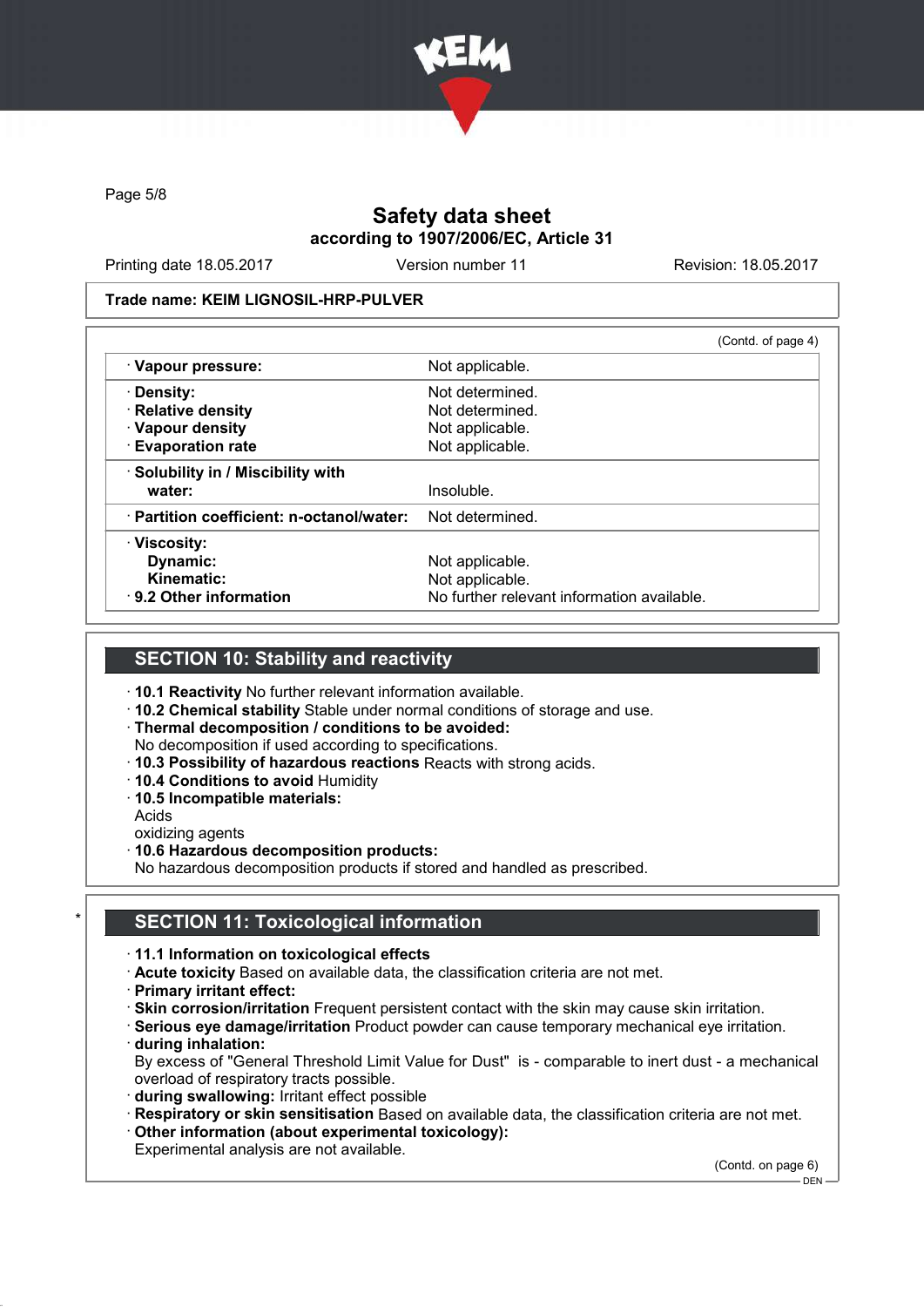Safety data sheet
according to 1907/2006/EC, Article 31

Printing date 18.05.2017 Version number 11 Revision: 18.05.2017

**Trade name: KEIM LIGNOSIL-HRP-PULVER**

(Contd. of page 4)

| | |
|---|---|
| · **Vapour pressure:** | Not applicable. |
| · **Density:** | Not determined. |
| · **Relative density** | Not determined. |
| · **Vapour density** | Not applicable. |
| · **Evaporation rate** | Not applicable. |
| · **Solubility in / Miscibility with water:** | Insoluble. |
| · **Partition coefficient: n-octanol/water:** | Not determined. |
| · **Viscosity:** | |
| **Dynamic:** | Not applicable. |
| **Kinematic:** | Not applicable. |
| · **9.2 Other information** | No further relevant information available. |

## SECTION 10: Stability and reactivity

· **10.1 Reactivity** No further relevant information available.
· **10.2 Chemical stability** Stable under normal conditions of storage and use.
· **Thermal decomposition / conditions to be avoided:**
No decomposition if used according to specifications.
· **10.3 Possibility of hazardous reactions** Reacts with strong acids.
· **10.4 Conditions to avoid** Humidity
· **10.5 Incompatible materials:**
Acids
oxidizing agents
· **10.6 Hazardous decomposition products:**
No hazardous decomposition products if stored and handled as prescribed.

## * SECTION 11: Toxicological information

· **11.1 Information on toxicological effects**
· **Acute toxicity** Based on available data, the classification criteria are not met.
· **Primary irritant effect:**
· **Skin corrosion/irritation** Frequent persistent contact with the skin may cause skin irritation.
· **Serious eye damage/irritation** Product powder can cause temporary mechanical eye irritation.
· **during inhalation:**
By excess of "General Threshold Limit Value for Dust" is - comparable to inert dust - a mechanical overload of respiratory tracts possible.
· **during swallowing:** Irritant effect possible
· **Respiratory or skin sensitisation** Based on available data, the classification criteria are not met.
· **Other information (about experimental toxicology):**
Experimental analysis are not available.

(Contd. on page 6)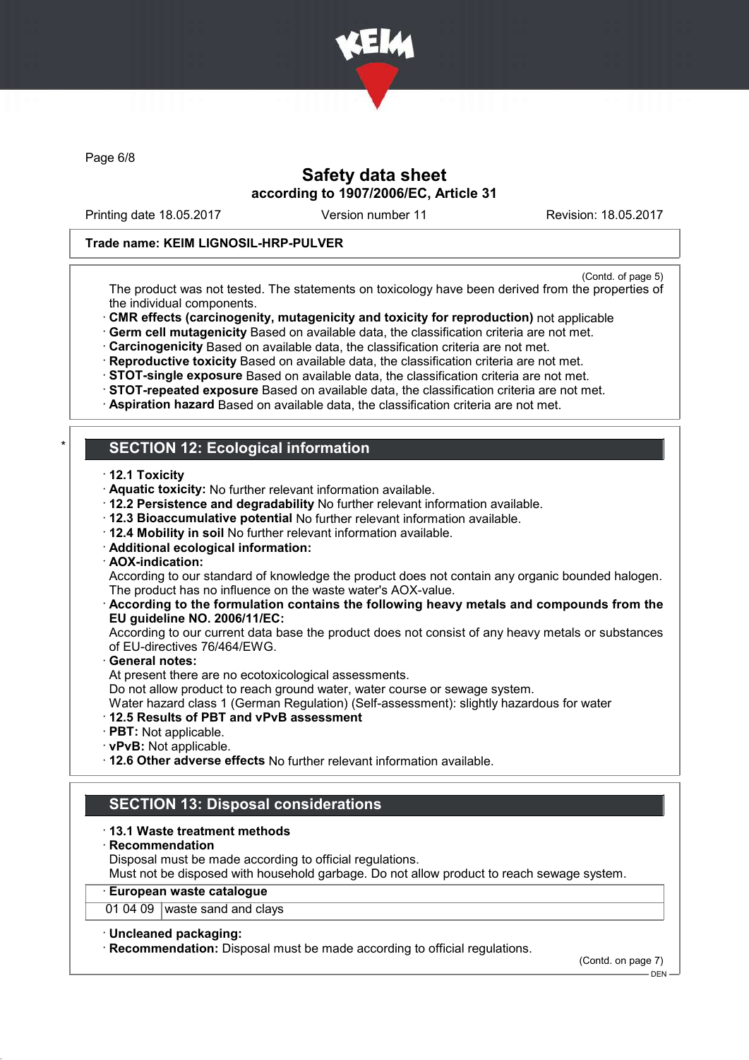Trade name: KEIM LIGNOSIL-HRP-PULVER

(Contd. of page 5)

The product was not tested. The statements on toxicology have been derived from the properties of the individual components.

- **CMR effects (carcinogenity, mutagenicity and toxicity for reproduction)** not applicable
- **Germ cell mutagenicity** Based on available data, the classification criteria are not met.
- **Carcinogenicity** Based on available data, the classification criteria are not met.
- **Reproductive toxicity** Based on available data, the classification criteria are not met.
- **STOT-single exposure** Based on available data, the classification criteria are not met.
- **STOT-repeated exposure** Based on available data, the classification criteria are not met.
- **Aspiration hazard** Based on available data, the classification criteria are not met.

## SECTION 12: Ecological information

- **12.1 Toxicity**
- **Aquatic toxicity:** No further relevant information available.
- **12.2 Persistence and degradability** No further relevant information available.
- **12.3 Bioaccumulative potential** No further relevant information available.
- **12.4 Mobility in soil** No further relevant information available.
- **Additional ecological information:**
- **AOX-indication:**
  According to our standard of knowledge the product does not contain any organic bounded halogen. The product has no influence on the waste water's AOX-value.
- **According to the formulation contains the following heavy metals and compounds from the EU guideline NO. 2006/11/EC:**
  According to our current data base the product does not consist of any heavy metals or substances of EU-directives 76/464/EWG.
- **General notes:**
  At present there are no ecotoxicological assessments.
  Do not allow product to reach ground water, water course or sewage system.
  Water hazard class 1 (German Regulation) (Self-assessment): slightly hazardous for water
- **12.5 Results of PBT and vPvB assessment**
- **PBT:** Not applicable.
- **vPvB:** Not applicable.
- **12.6 Other adverse effects** No further relevant information available.

## SECTION 13: Disposal considerations

- **13.1 Waste treatment methods**
- **Recommendation**
  Disposal must be made according to official regulations.
  Must not be disposed with household garbage. Do not allow product to reach sewage system.

| European waste catalogue | |
|---|---|
| 01 04 09 | waste sand and clays |

- **Uncleaned packaging:**
- **Recommendation:** Disposal must be made according to official regulations.

(Contd. on page 7)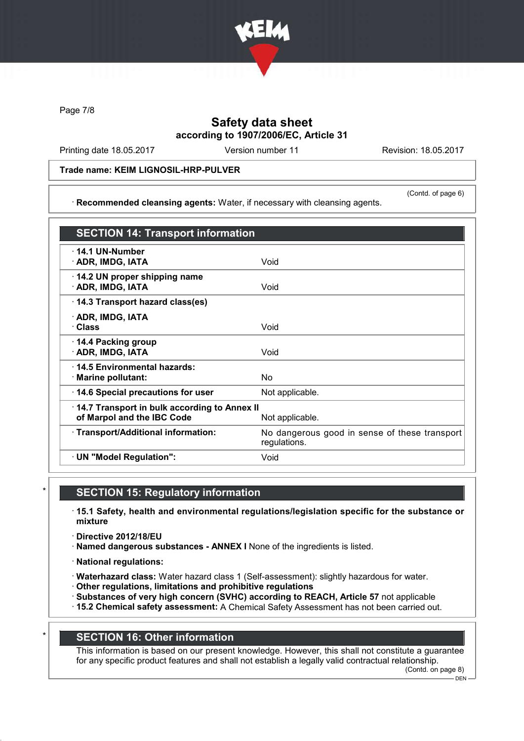# Safety data sheet
## according to 1907/2006/EC, Article 31

Printing date 18.05.2017 | Version number 11 | Revision: 18.05.2017

**Trade name: KEIM LIGNOSIL-HRP-PULVER**

(Contd. of page 6)

· **Recommended cleansing agents:** Water, if necessary with cleansing agents.

## SECTION 14: Transport information

| | |
|---|---|
| · **14.1 UN-Number**<br>· **ADR, IMDG, IATA** | Void |
| · **14.2 UN proper shipping name**<br>· **ADR, IMDG, IATA** | Void |
| · **14.3 Transport hazard class(es)**<br>· **ADR, IMDG, IATA**<br>· **Class** | Void |
| · **14.4 Packing group**<br>· **ADR, IMDG, IATA** | Void |
| · **14.5 Environmental hazards:**<br>· **Marine pollutant:** | No |
| · **14.6 Special precautions for user** | Not applicable. |
| · **14.7 Transport in bulk according to Annex II of Marpol and the IBC Code** | Not applicable. |
| · **Transport/Additional information:** | No dangerous good in sense of these transport regulations. |
| · **UN "Model Regulation":** | Void |

## SECTION 15: Regulatory information

· **15.1 Safety, health and environmental regulations/legislation specific for the substance or mixture**

· **Directive 2012/18/EU**
· **Named dangerous substances - ANNEX I** None of the ingredients is listed.

· **National regulations:**

· **Waterhazard class:** Water hazard class 1 (Self-assessment): slightly hazardous for water.
· **Other regulations, limitations and prohibitive regulations**
· **Substances of very high concern (SVHC) according to REACH, Article 57** not applicable
· **15.2 Chemical safety assessment:** A Chemical Safety Assessment has not been carried out.

## SECTION 16: Other information

This information is based on our present knowledge. However, this shall not constitute a guarantee for any specific product features and shall not establish a legally valid contractual relationship.

(Contd. on page 8)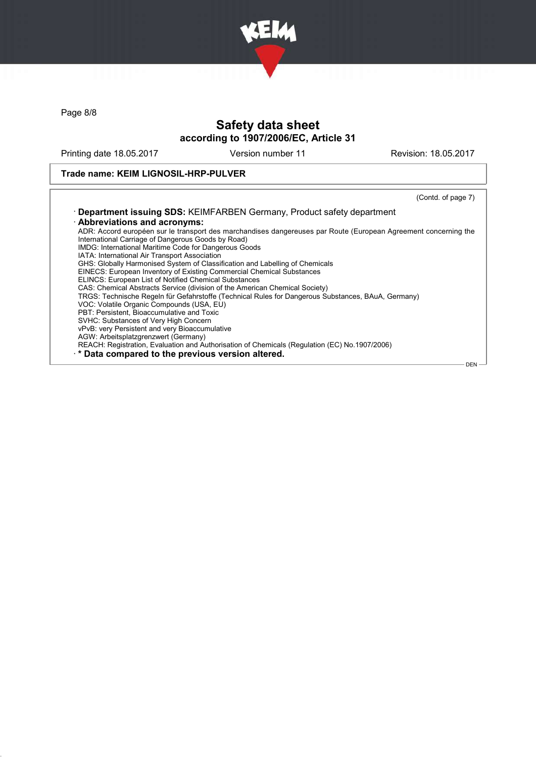# Safety data sheet
## according to 1907/2006/EC, Article 31

Printing date 18.05.2017 Version number 11 Revision: 18.05.2017

**Trade name: KEIM LIGNOSIL-HRP-PULVER**

(Contd. of page 7)

· **Department issuing SDS:** KEIMFARBEN Germany, Product safety department

· **Abbreviations and acronyms:**

ADR: Accord européen sur le transport des marchandises dangereuses par Route (European Agreement concerning the International Carriage of Dangerous Goods by Road)
IMDG: International Maritime Code for Dangerous Goods
IATA: International Air Transport Association
GHS: Globally Harmonised System of Classification and Labelling of Chemicals
EINECS: European Inventory of Existing Commercial Chemical Substances
ELINCS: European List of Notified Chemical Substances
CAS: Chemical Abstracts Service (division of the American Chemical Society)
TRGS: Technische Regeln für Gefahrstoffe (Technical Rules for Dangerous Substances, BAuA, Germany)
VOC: Volatile Organic Compounds (USA, EU)
PBT: Persistent, Bioaccumulative and Toxic
SVHC: Substances of Very High Concern
vPvB: very Persistent and very Bioaccumulative
AGW: Arbeitsplatzgrenzwert (Germany)
REACH: Registration, Evaluation and Authorisation of Chemicals (Regulation (EC) No.1907/2006)

· **\* Data compared to the previous version altered.**

DEN